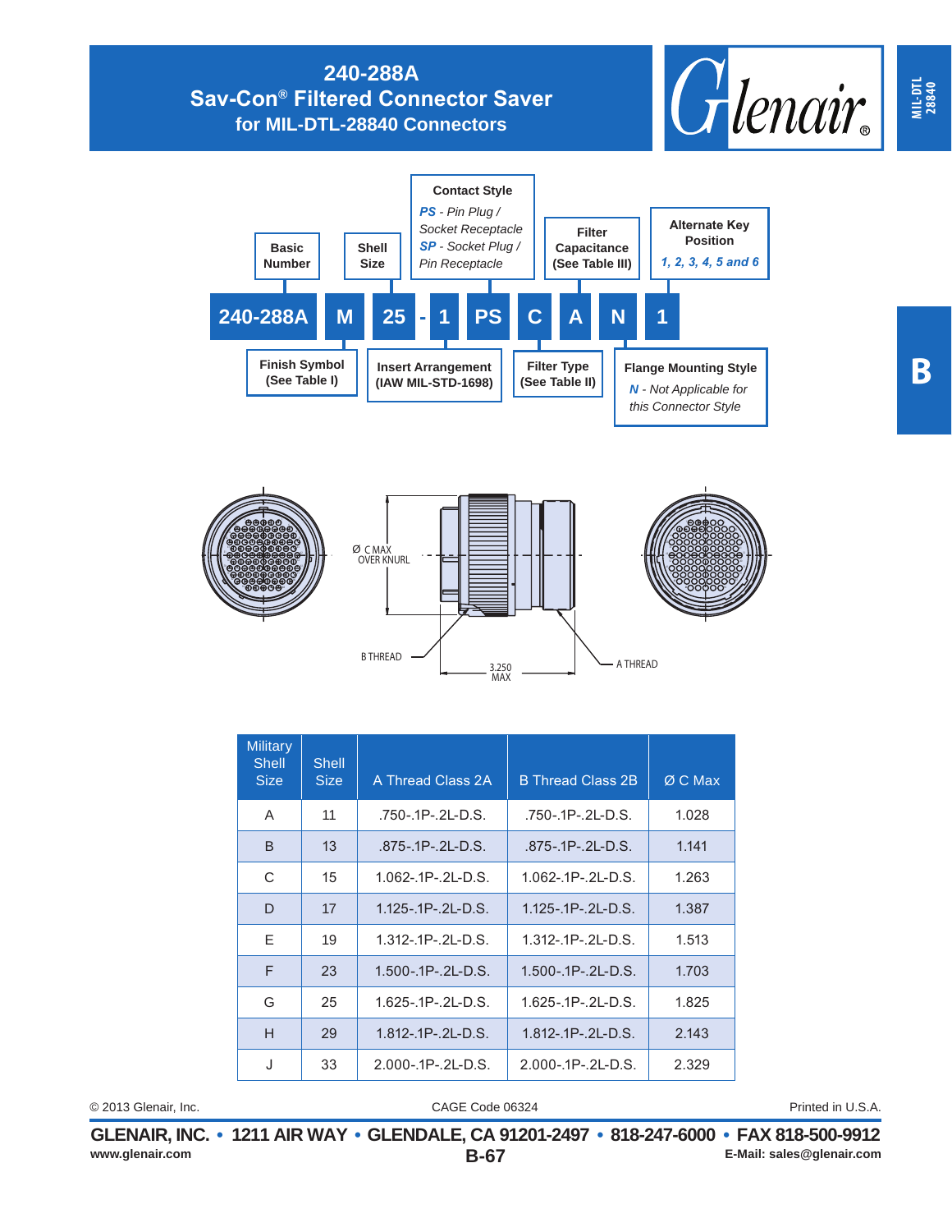# 240-288A
## Sav-Con® Filtered Connector Saver
### for MIL-DTL-28840 Connectors

MIL-DTL 28840

B

**Part Number Breakdown:** 240-288A M 25 - 1 PS C A N 1

- **Basic Number**: 240-288A
- **Finish Symbol (See Table I)**: M
- **Shell Size**: 25
- **Insert Arrangement (IAW MIL-STD-1698)**: 1
- **Contact Style**: PS
  - *PS* - *Pin Plug / Socket Receptacle*
  - *SP* - *Socket Plug / Pin Receptacle*
- **Filter Type (See Table II)**: C
- **Filter Capacitance (See Table III)**: A
- **Flange Mounting Style**: N
  - *N* - *Not Applicable for this Connector Style*
- **Alternate Key Position**: 1
  - *1, 2, 3, 4, 5 and 6*

Ø C MAX OVER KNURL

B THREAD

A THREAD

3.250 MAX

| Military Shell Size | Shell Size | A Thread Class 2A | B Thread Class 2B | Ø C Max |
|---|---|---|---|---|
| A | 11 | .750-.1P-.2L-D.S. | .750-.1P-.2L-D.S. | 1.028 |
| B | 13 | .875-.1P-.2L-D.S. | .875-.1P-.2L-D.S. | 1.141 |
| C | 15 | 1.062-.1P-.2L-D.S. | 1.062-.1P-.2L-D.S. | 1.263 |
| D | 17 | 1.125-.1P-.2L-D.S. | 1.125-.1P-.2L-D.S. | 1.387 |
| E | 19 | 1.312-.1P-.2L-D.S. | 1.312-.1P-.2L-D.S. | 1.513 |
| F | 23 | 1.500-.1P-.2L-D.S. | 1.500-.1P-.2L-D.S. | 1.703 |
| G | 25 | 1.625-.1P-.2L-D.S. | 1.625-.1P-.2L-D.S. | 1.825 |
| H | 29 | 1.812-.1P-.2L-D.S. | 1.812-.1P-.2L-D.S. | 2.143 |
| J | 33 | 2.000-.1P-.2L-D.S. | 2.000-.1P-.2L-D.S. | 2.329 |

© 2013 Glenair, Inc. CAGE Code 06324 Printed in U.S.A.

**GLENAIR, INC. • 1211 AIR WAY • GLENDALE, CA 91201-2497 • 818-247-6000 • FAX 818-500-9912**

www.glenair.com E-Mail: sales@glenair.com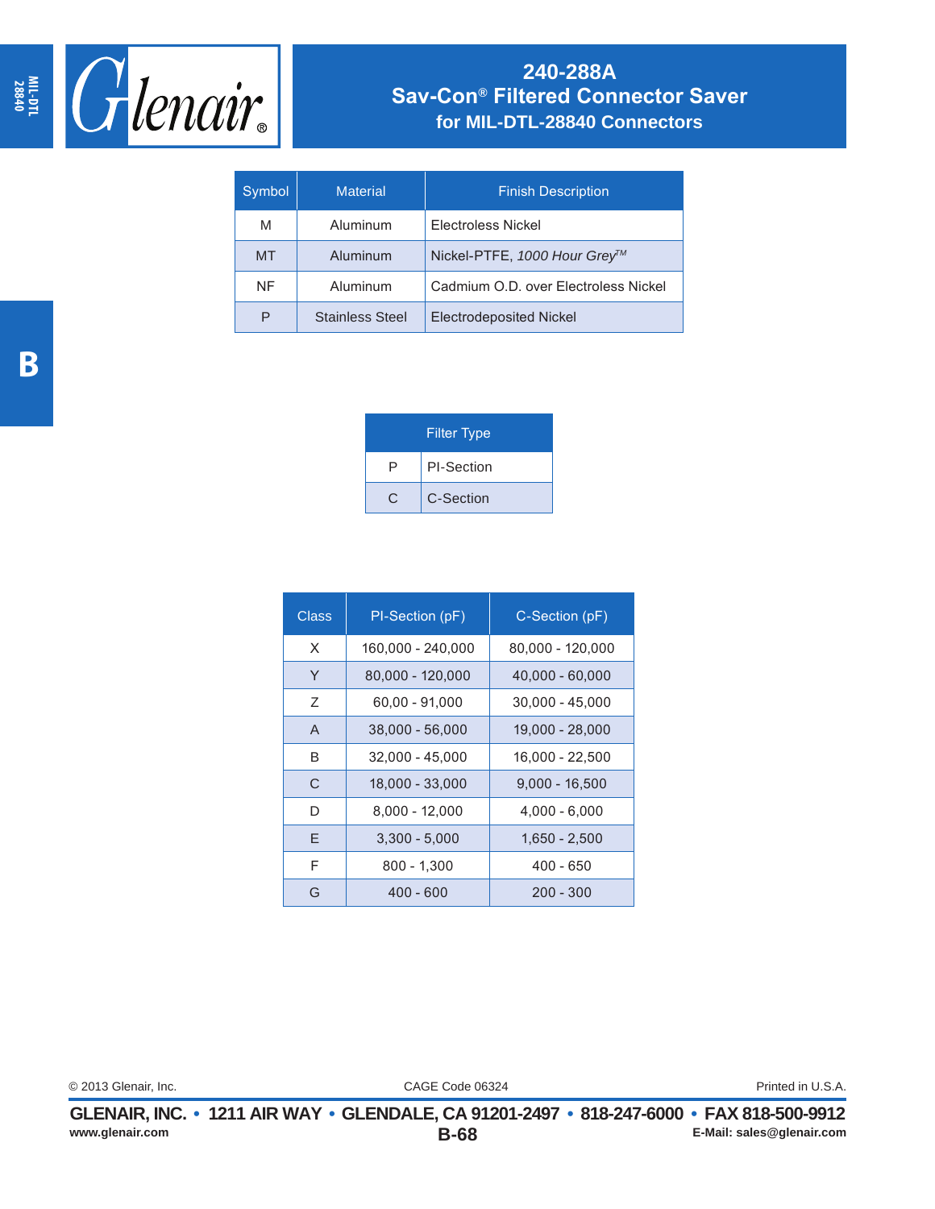# 240-288A
## Sav-Con® Filtered Connector Saver
### for MIL-DTL-28840 Connectors

| Symbol | Material | Finish Description |
|---|---|---|
| M | Aluminum | Electroless Nickel |
| MT | Aluminum | Nickel-PTFE, *1000 Hour Grey™* |
| NF | Aluminum | Cadmium O.D. over Electroless Nickel |
| P | Stainless Steel | Electrodeposited Nickel |

| Filter Type | |
|---|---|
| P | PI-Section |
| C | C-Section |

| Class | PI-Section (pF) | C-Section (pF) |
|---|---|---|
| X | 160,000 - 240,000 | 80,000 - 120,000 |
| Y | 80,000 - 120,000 | 40,000 - 60,000 |
| Z | 60,00 - 91,000 | 30,000 - 45,000 |
| A | 38,000 - 56,000 | 19,000 - 28,000 |
| B | 32,000 - 45,000 | 16,000 - 22,500 |
| C | 18,000 - 33,000 | 9,000 - 16,500 |
| D | 8,000 - 12,000 | 4,000 - 6,000 |
| E | 3,300 - 5,000 | 1,650 - 2,500 |
| F | 800 - 1,300 | 400 - 650 |
| G | 400 - 600 | 200 - 300 |